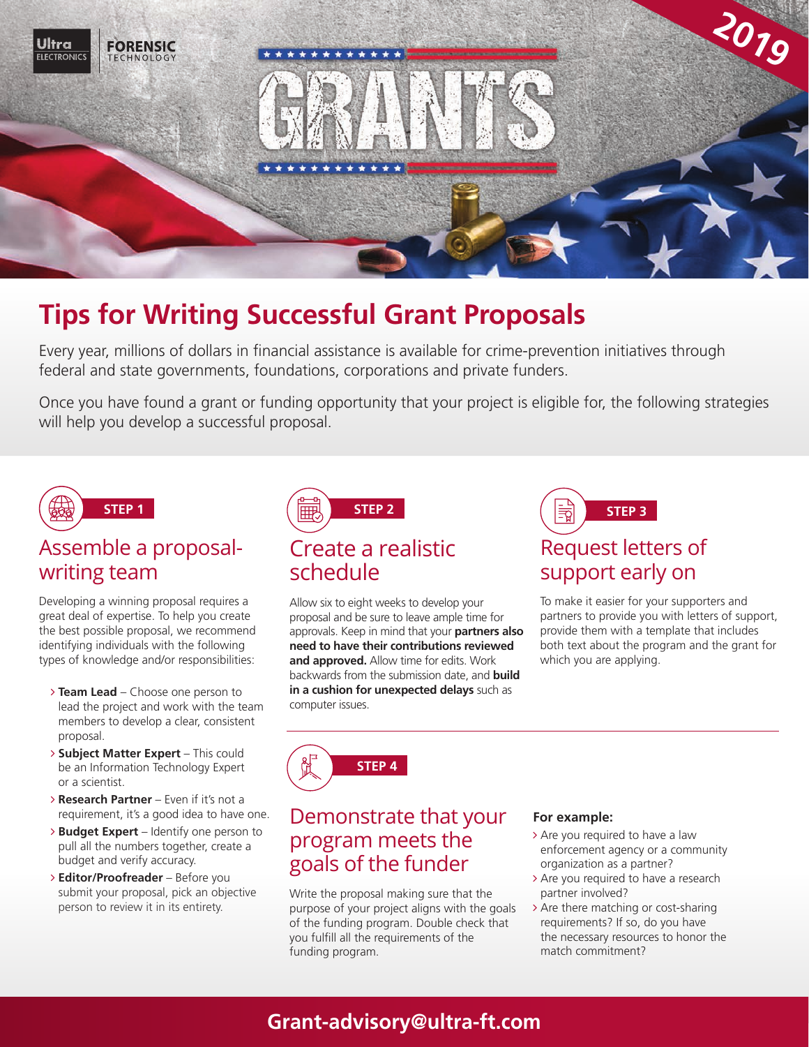Ultra ELECTRONICS | FORENSIC TECHNOLOGY

# GRANTS 2019

## Tips for Writing Successful Grant Proposals

Every year, millions of dollars in financial assistance is available for crime-prevention initiatives through federal and state governments, foundations, corporations and private funders.

Once you have found a grant or funding opportunity that your project is eligible for, the following strategies will help you develop a successful proposal.

### STEP 1

### Assemble a proposal-writing team

Developing a winning proposal requires a great deal of expertise. To help you create the best possible proposal, we recommend identifying individuals with the following types of knowledge and/or responsibilities:

- **Team Lead** – Choose one person to lead the project and work with the team members to develop a clear, consistent proposal.
- **Subject Matter Expert** – This could be an Information Technology Expert or a scientist.
- **Research Partner** – Even if it's not a requirement, it's a good idea to have one.
- **Budget Expert** – Identify one person to pull all the numbers together, create a budget and verify accuracy.
- **Editor/Proofreader** – Before you submit your proposal, pick an objective person to review it in its entirety.

### STEP 2

### Create a realistic schedule

Allow six to eight weeks to develop your proposal and be sure to leave ample time for approvals. Keep in mind that your **partners also need to have their contributions reviewed and approved.** Allow time for edits. Work backwards from the submission date, and **build in a cushion for unexpected delays** such as computer issues.

### STEP 3

### Request letters of support early on

To make it easier for your supporters and partners to provide you with letters of support, provide them with a template that includes both text about the program and the grant for which you are applying.

### STEP 4

### Demonstrate that your program meets the goals of the funder

Write the proposal making sure that the purpose of your project aligns with the goals of the funding program. Double check that you fulfill all the requirements of the funding program.

**For example:**

- Are you required to have a law enforcement agency or a community organization as a partner?
- Are you required to have a research partner involved?
- Are there matching or cost-sharing requirements? If so, do you have the necessary resources to honor the match commitment?

**Grant-advisory@ultra-ft.com**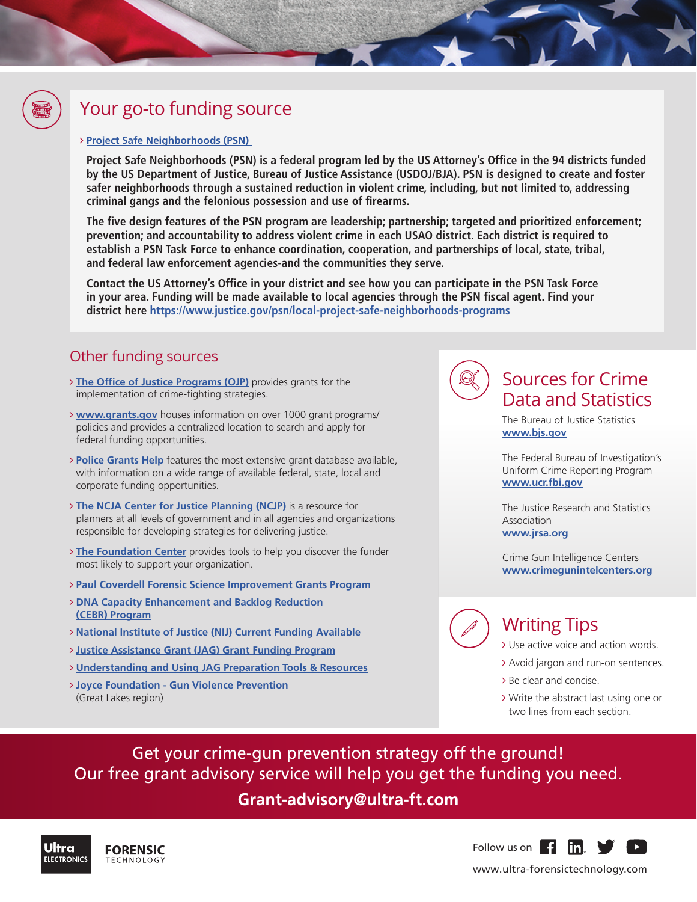## Your go-to funding source

> Project Safe Neighborhoods (PSN)

**Project Safe Neighborhoods (PSN) is a federal program led by the US Attorney's Office in the 94 districts funded by the US Department of Justice, Bureau of Justice Assistance (USDOJ/BJA). PSN is designed to create and foster safer neighborhoods through a sustained reduction in violent crime, including, but not limited to, addressing criminal gangs and the felonious possession and use of firearms.**

**The five design features of the PSN program are leadership; partnership; targeted and prioritized enforcement; prevention; and accountability to address violent crime in each USAO district. Each district is required to establish a PSN Task Force to enhance coordination, cooperation, and partnerships of local, state, tribal, and federal law enforcement agencies-and the communities they serve.**

**Contact the US Attorney's Office in your district and see how you can participate in the PSN Task Force in your area. Funding will be made available to local agencies through the PSN fiscal agent. Find your district here https://www.justice.gov/psn/local-project-safe-neighborhoods-programs**

## Other funding sources

> **The Office of Justice Programs (OJP)** provides grants for the implementation of crime-fighting strategies.

> **www.grants.gov** houses information on over 1000 grant programs/ policies and provides a centralized location to search and apply for federal funding opportunities.

> **Police Grants Help** features the most extensive grant database available, with information on a wide range of available federal, state, local and corporate funding opportunities.

> **The NCJA Center for Justice Planning (NCJP)** is a resource for planners at all levels of government and in all agencies and organizations responsible for developing strategies for delivering justice.

> **The Foundation Center** provides tools to help you discover the funder most likely to support your organization.

> **Paul Coverdell Forensic Science Improvement Grants Program**

> **DNA Capacity Enhancement and Backlog Reduction (CEBR) Program**

> **National Institute of Justice (NIJ) Current Funding Available**

> **Justice Assistance Grant (JAG) Grant Funding Program**

> **Understanding and Using JAG Preparation Tools & Resources**

> **Joyce Foundation - Gun Violence Prevention** (Great Lakes region)

## Sources for Crime Data and Statistics

The Bureau of Justice Statistics
**www.bjs.gov**

The Federal Bureau of Investigation's Uniform Crime Reporting Program
**www.ucr.fbi.gov**

The Justice Research and Statistics Association
**www.jrsa.org**

Crime Gun Intelligence Centers
**www.crimegunintelcenters.org**

## Writing Tips

> Use active voice and action words.

> Avoid jargon and run-on sentences.

> Be clear and concise.

> Write the abstract last using one or two lines from each section.

Get your crime-gun prevention strategy off the ground!
Our free grant advisory service will help you get the funding you need.

**Grant-advisory@ultra-ft.com**

Ultra Electronics | FORENSIC TECHNOLOGY

Follow us on

www.ultra-forensictechnology.com